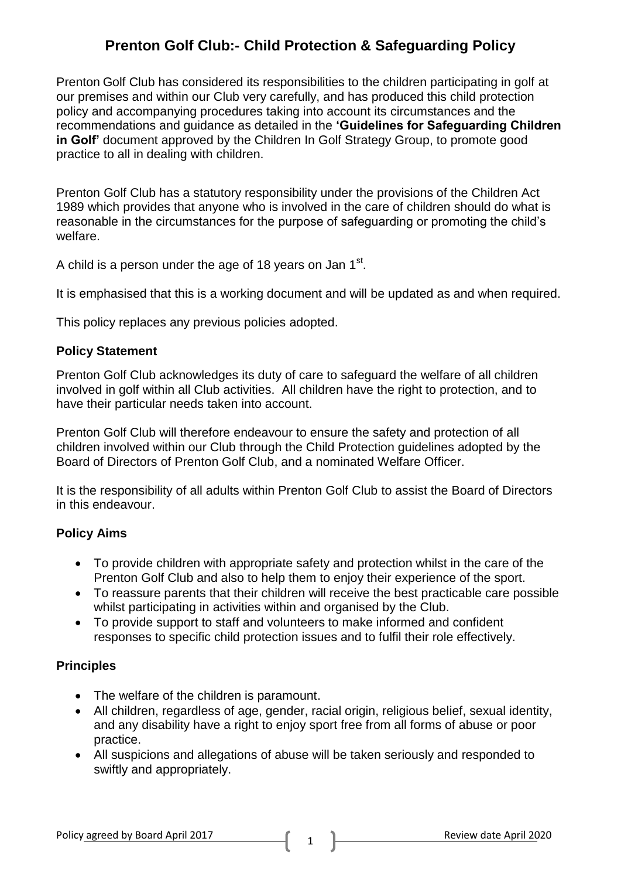# Prenton Golf Club:- Child Protection & Safeguarding Policy

Prenton Golf Club has considered its responsibilities to the children participating in golf at our premises and within our Club very carefully, and has produced this child protection policy and accompanying procedures taking into account its circumstances and the recommendations and guidance as detailed in the **'Guidelines for Safeguarding Children in Golf'** document approved by the Children In Golf Strategy Group, to promote good practice to all in dealing with children.

Prenton Golf Club has a statutory responsibility under the provisions of the Children Act 1989 which provides that anyone who is involved in the care of children should do what is reasonable in the circumstances for the purpose of safeguarding or promoting the child's welfare.

A child is a person under the age of 18 years on Jan 1st.

It is emphasised that this is a working document and will be updated as and when required.

This policy replaces any previous policies adopted.

### Policy Statement

Prenton Golf Club acknowledges its duty of care to safeguard the welfare of all children involved in golf within all Club activities. All children have the right to protection, and to have their particular needs taken into account.

Prenton Golf Club will therefore endeavour to ensure the safety and protection of all children involved within our Club through the Child Protection guidelines adopted by the Board of Directors of Prenton Golf Club, and a nominated Welfare Officer.

It is the responsibility of all adults within Prenton Golf Club to assist the Board of Directors in this endeavour.

### Policy Aims

- To provide children with appropriate safety and protection whilst in the care of the Prenton Golf Club and also to help them to enjoy their experience of the sport.
- To reassure parents that their children will receive the best practicable care possible whilst participating in activities within and organised by the Club.
- To provide support to staff and volunteers to make informed and confident responses to specific child protection issues and to fulfil their role effectively.

### Principles

- The welfare of the children is paramount.
- All children, regardless of age, gender, racial origin, religious belief, sexual identity, and any disability have a right to enjoy sport free from all forms of abuse or poor practice.
- All suspicions and allegations of abuse will be taken seriously and responded to swiftly and appropriately.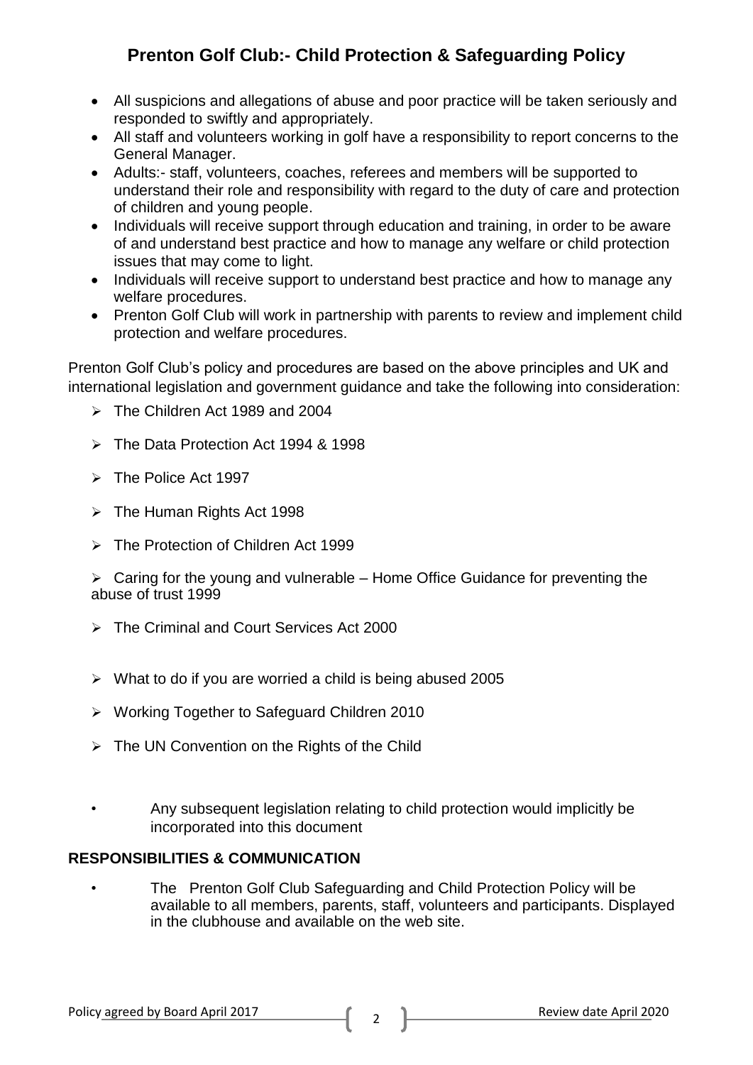- All suspicions and allegations of abuse and poor practice will be taken seriously and responded to swiftly and appropriately.
- All staff and volunteers working in golf have a responsibility to report concerns to the General Manager.
- Adults:- staff, volunteers, coaches, referees and members will be supported to understand their role and responsibility with regard to the duty of care and protection of children and young people.
- Individuals will receive support through education and training, in order to be aware of and understand best practice and how to manage any welfare or child protection issues that may come to light.
- Individuals will receive support to understand best practice and how to manage any welfare procedures.
- Prenton Golf Club will work in partnership with parents to review and implement child protection and welfare procedures.

Prenton Golf Club's policy and procedures are based on the above principles and UK and international legislation and government guidance and take the following into consideration:

- The Children Act 1989 and 2004
- The Data Protection Act 1994 & 1998
- The Police Act 1997
- The Human Rights Act 1998
- The Protection of Children Act 1999
- Caring for the young and vulnerable – Home Office Guidance for preventing the abuse of trust 1999
- The Criminal and Court Services Act 2000
- What to do if you are worried a child is being abused 2005
- Working Together to Safeguard Children 2010
- The UN Convention on the Rights of the Child

- Any subsequent legislation relating to child protection would implicitly be incorporated into this document

**RESPONSIBILITIES & COMMUNICATION**

- The Prenton Golf Club Safeguarding and Child Protection Policy will be available to all members, parents, staff, volunteers and participants. Displayed in the clubhouse and available on the web site.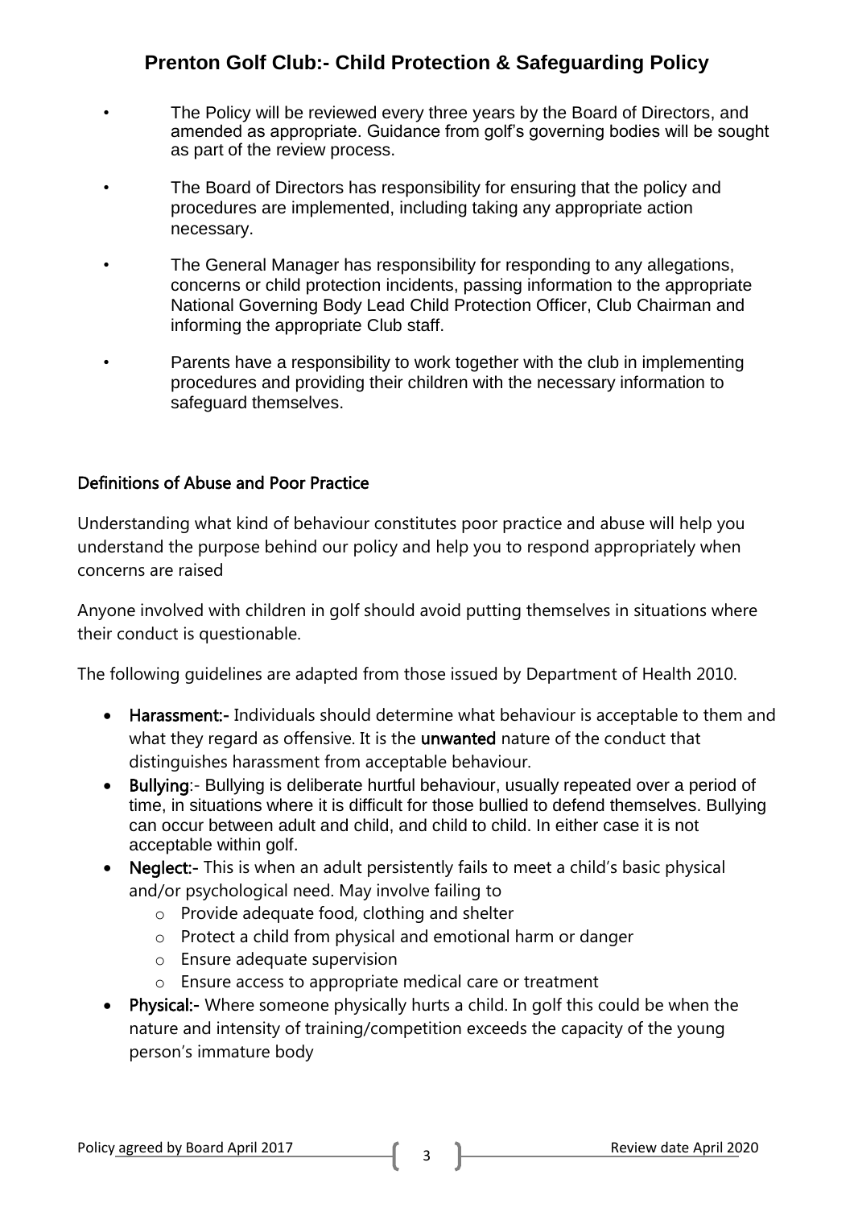- The Policy will be reviewed every three years by the Board of Directors, and amended as appropriate. Guidance from golf's governing bodies will be sought as part of the review process.
- The Board of Directors has responsibility for ensuring that the policy and procedures are implemented, including taking any appropriate action necessary.
- The General Manager has responsibility for responding to any allegations, concerns or child protection incidents, passing information to the appropriate National Governing Body Lead Child Protection Officer, Club Chairman and informing the appropriate Club staff.
- Parents have a responsibility to work together with the club in implementing procedures and providing their children with the necessary information to safeguard themselves.

## Definitions of Abuse and Poor Practice

Understanding what kind of behaviour constitutes poor practice and abuse will help you understand the purpose behind our policy and help you to respond appropriately when concerns are raised

Anyone involved with children in golf should avoid putting themselves in situations where their conduct is questionable.

The following guidelines are adapted from those issued by Department of Health 2010.

- **Harassment:-** Individuals should determine what behaviour is acceptable to them and what they regard as offensive. It is the **unwanted** nature of the conduct that distinguishes harassment from acceptable behaviour.
- **Bullying**:- Bullying is deliberate hurtful behaviour, usually repeated over a period of time, in situations where it is difficult for those bullied to defend themselves. Bullying can occur between adult and child, and child to child. In either case it is not acceptable within golf.
- **Neglect:-** This is when an adult persistently fails to meet a child's basic physical and/or psychological need. May involve failing to
  - Provide adequate food, clothing and shelter
  - Protect a child from physical and emotional harm or danger
  - Ensure adequate supervision
  - Ensure access to appropriate medical care or treatment
- **Physical:-** Where someone physically hurts a child. In golf this could be when the nature and intensity of training/competition exceeds the capacity of the young person's immature body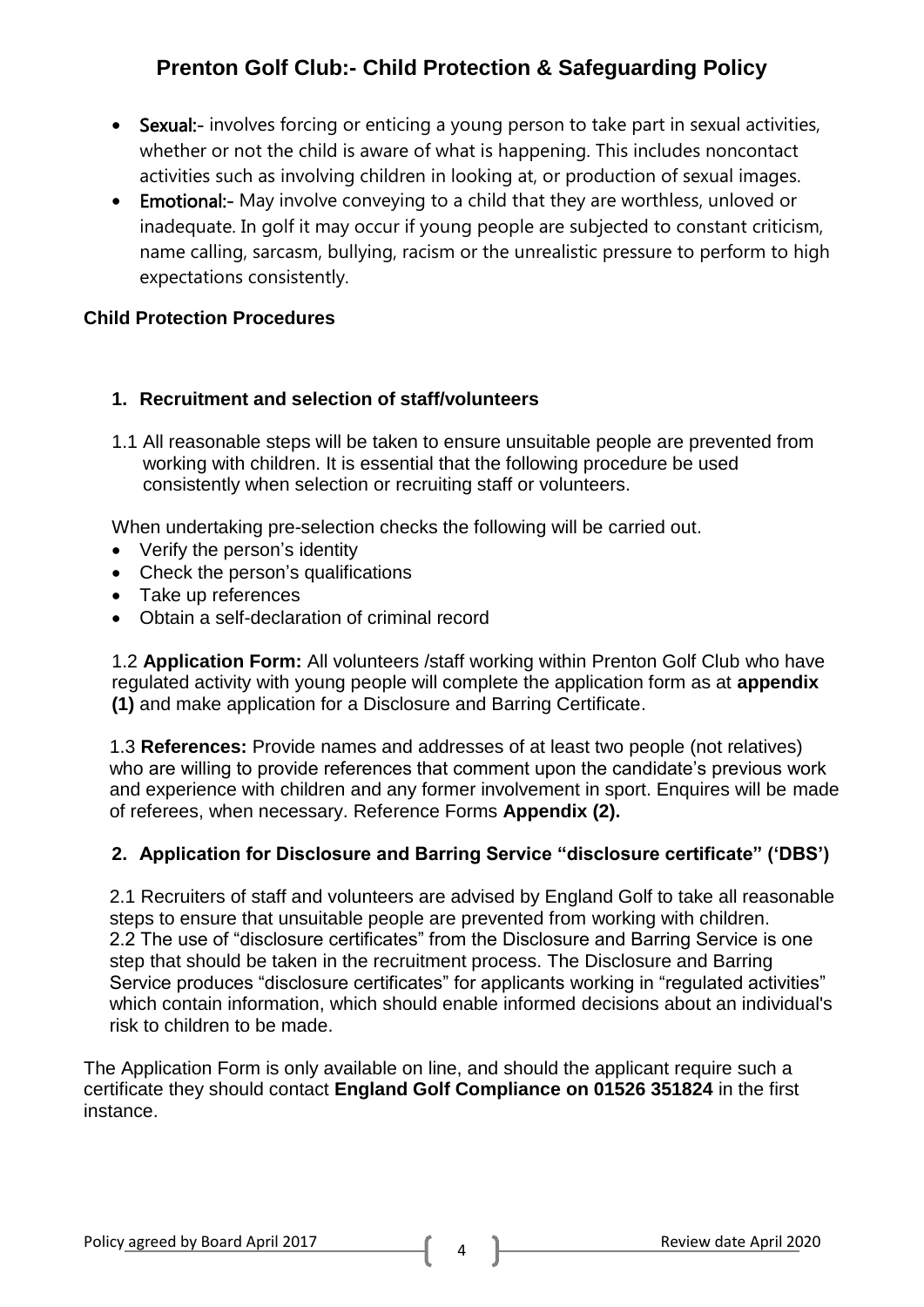- **Sexual:-** involves forcing or enticing a young person to take part in sexual activities, whether or not the child is aware of what is happening. This includes noncontact activities such as involving children in looking at, or production of sexual images.
- **Emotional:-** May involve conveying to a child that they are worthless, unloved or inadequate. In golf it may occur if young people are subjected to constant criticism, name calling, sarcasm, bullying, racism or the unrealistic pressure to perform to high expectations consistently.

### Child Protection Procedures

#### 1. Recruitment and selection of staff/volunteers

1.1 All reasonable steps will be taken to ensure unsuitable people are prevented from working with children. It is essential that the following procedure be used consistently when selection or recruiting staff or volunteers.

When undertaking pre-selection checks the following will be carried out.

- Verify the person's identity
- Check the person's qualifications
- Take up references
- Obtain a self-declaration of criminal record

1.2 **Application Form:** All volunteers /staff working within Prenton Golf Club who have regulated activity with young people will complete the application form as at **appendix (1)** and make application for a Disclosure and Barring Certificate.

1.3 **References:** Provide names and addresses of at least two people (not relatives) who are willing to provide references that comment upon the candidate's previous work and experience with children and any former involvement in sport. Enquires will be made of referees, when necessary. Reference Forms **Appendix (2).**

#### 2. Application for Disclosure and Barring Service "disclosure certificate" ('DBS')

2.1 Recruiters of staff and volunteers are advised by England Golf to take all reasonable steps to ensure that unsuitable people are prevented from working with children.
2.2 The use of "disclosure certificates" from the Disclosure and Barring Service is one step that should be taken in the recruitment process. The Disclosure and Barring Service produces "disclosure certificates" for applicants working in "regulated activities" which contain information, which should enable informed decisions about an individual's risk to children to be made.

The Application Form is only available on line, and should the applicant require such a certificate they should contact **England Golf Compliance on 01526 351824** in the first instance.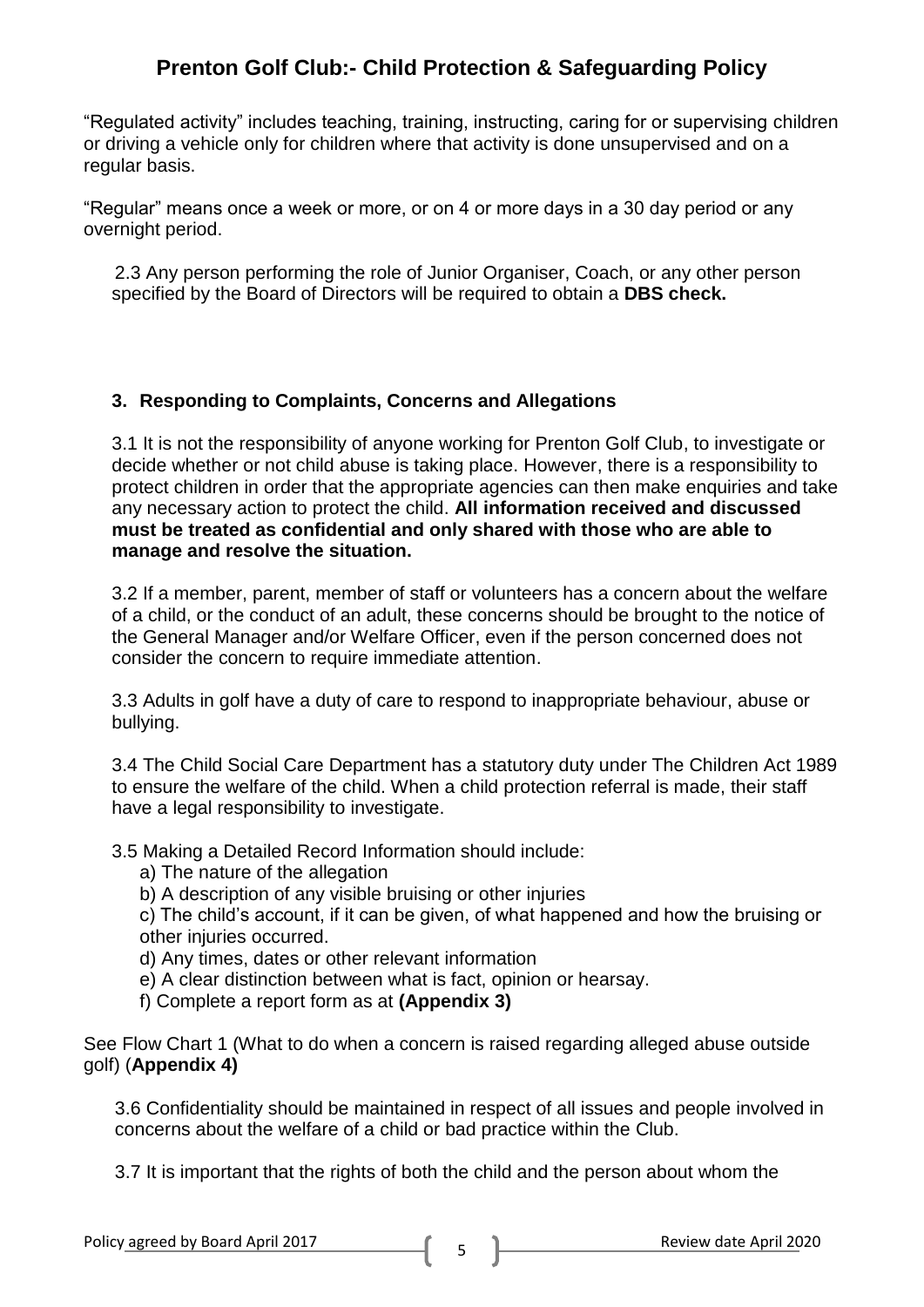"Regulated activity" includes teaching, training, instructing, caring for or supervising children or driving a vehicle only for children where that activity is done unsupervised and on a regular basis.

"Regular" means once a week or more, or on 4 or more days in a 30 day period or any overnight period.

2.3 Any person performing the role of Junior Organiser, Coach, or any other person specified by the Board of Directors will be required to obtain a **DBS check.**

### 3. Responding to Complaints, Concerns and Allegations

3.1 It is not the responsibility of anyone working for Prenton Golf Club, to investigate or decide whether or not child abuse is taking place. However, there is a responsibility to protect children in order that the appropriate agencies can then make enquiries and take any necessary action to protect the child. **All information received and discussed must be treated as confidential and only shared with those who are able to manage and resolve the situation.**

3.2 If a member, parent, member of staff or volunteers has a concern about the welfare of a child, or the conduct of an adult, these concerns should be brought to the notice of the General Manager and/or Welfare Officer, even if the person concerned does not consider the concern to require immediate attention.

3.3 Adults in golf have a duty of care to respond to inappropriate behaviour, abuse or bullying.

3.4 The Child Social Care Department has a statutory duty under The Children Act 1989 to ensure the welfare of the child. When a child protection referral is made, their staff have a legal responsibility to investigate.

3.5 Making a Detailed Record Information should include:

a) The nature of the allegation
b) A description of any visible bruising or other injuries
c) The child's account, if it can be given, of what happened and how the bruising or other injuries occurred.
d) Any times, dates or other relevant information
e) A clear distinction between what is fact, opinion or hearsay.
f) Complete a report form as at **(Appendix 3)**

See Flow Chart 1 (What to do when a concern is raised regarding alleged abuse outside golf) (**Appendix 4)**

3.6 Confidentiality should be maintained in respect of all issues and people involved in concerns about the welfare of a child or bad practice within the Club.

3.7 It is important that the rights of both the child and the person about whom the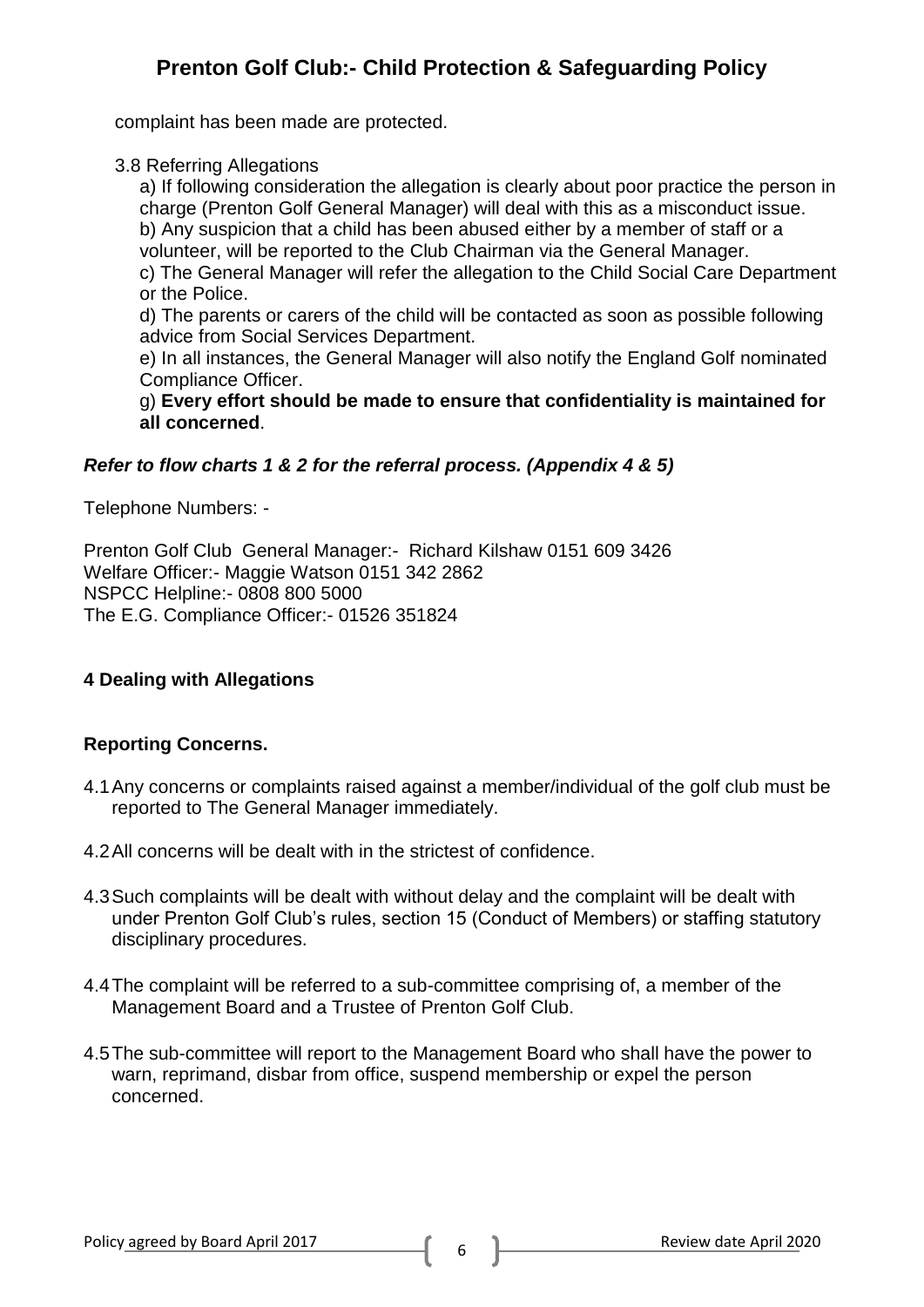complaint has been made are protected.

3.8 Referring Allegations

a) If following consideration the allegation is clearly about poor practice the person in charge (Prenton Golf General Manager) will deal with this as a misconduct issue.
b) Any suspicion that a child has been abused either by a member of staff or a volunteer, will be reported to the Club Chairman via the General Manager.
c) The General Manager will refer the allegation to the Child Social Care Department or the Police.
d) The parents or carers of the child will be contacted as soon as possible following advice from Social Services Department.
e) In all instances, the General Manager will also notify the England Golf nominated Compliance Officer.
g) **Every effort should be made to ensure that confidentiality is maintained for all concerned**.

***Refer to flow charts 1 & 2 for the referral process. (Appendix 4 & 5)***

Telephone Numbers: -

Prenton Golf Club General Manager:- Richard Kilshaw 0151 609 3426
Welfare Officer:- Maggie Watson 0151 342 2862
NSPCC Helpline:- 0808 800 5000
The E.G. Compliance Officer:- 01526 351824

## 4 Dealing with Allegations

### Reporting Concerns.

4.1 Any concerns or complaints raised against a member/individual of the golf club must be reported to The General Manager immediately.

4.2 All concerns will be dealt with in the strictest of confidence.

4.3 Such complaints will be dealt with without delay and the complaint will be dealt with under Prenton Golf Club's rules, section 15 (Conduct of Members) or staffing statutory disciplinary procedures.

4.4 The complaint will be referred to a sub-committee comprising of, a member of the Management Board and a Trustee of Prenton Golf Club.

4.5 The sub-committee will report to the Management Board who shall have the power to warn, reprimand, disbar from office, suspend membership or expel the person concerned.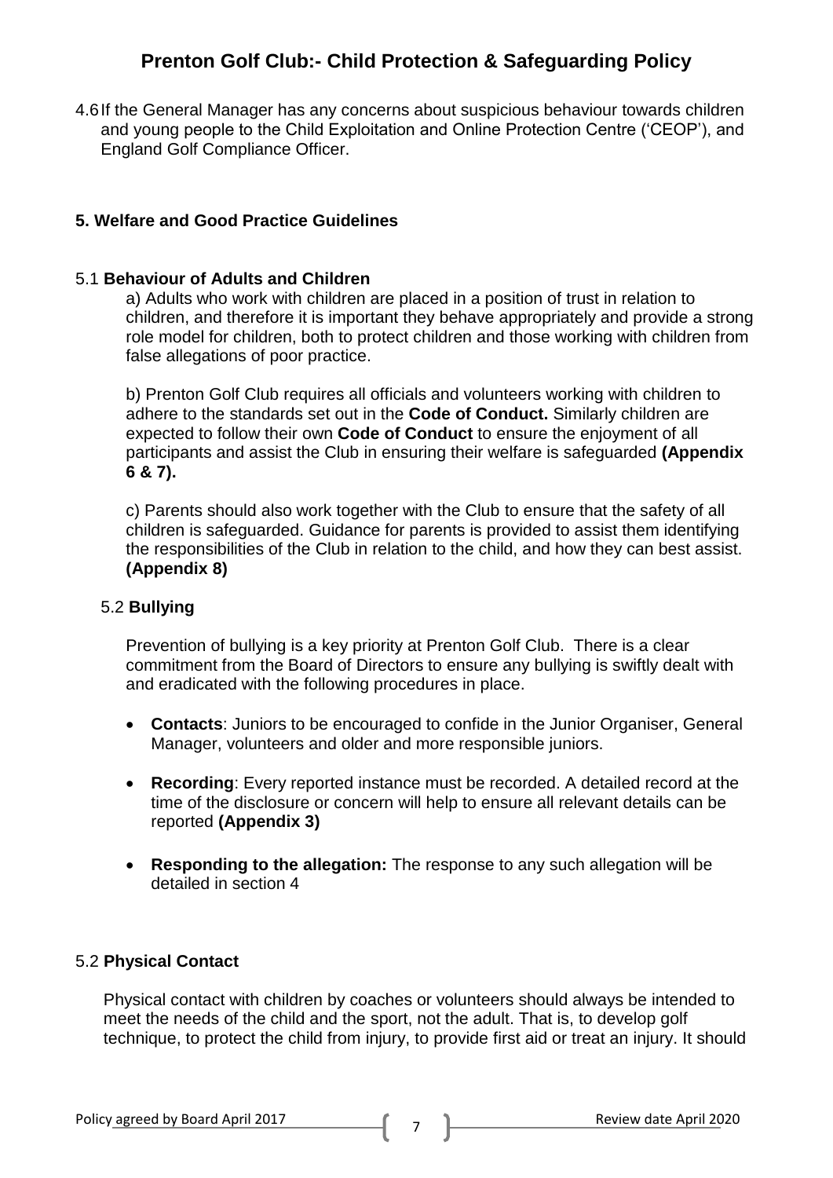4.6 If the General Manager has any concerns about suspicious behaviour towards children and young people to the Child Exploitation and Online Protection Centre ('CEOP'), and England Golf Compliance Officer.

## 5. Welfare and Good Practice Guidelines

### 5.1 Behaviour of Adults and Children

a) Adults who work with children are placed in a position of trust in relation to children, and therefore it is important they behave appropriately and provide a strong role model for children, both to protect children and those working with children from false allegations of poor practice.

b) Prenton Golf Club requires all officials and volunteers working with children to adhere to the standards set out in the **Code of Conduct.** Similarly children are expected to follow their own **Code of Conduct** to ensure the enjoyment of all participants and assist the Club in ensuring their welfare is safeguarded **(Appendix 6 & 7).**

c) Parents should also work together with the Club to ensure that the safety of all children is safeguarded. Guidance for parents is provided to assist them identifying the responsibilities of the Club in relation to the child, and how they can best assist. **(Appendix 8)**

### 5.2 Bullying

Prevention of bullying is a key priority at Prenton Golf Club. There is a clear commitment from the Board of Directors to ensure any bullying is swiftly dealt with and eradicated with the following procedures in place.

- **Contacts**: Juniors to be encouraged to confide in the Junior Organiser, General Manager, volunteers and older and more responsible juniors.
- **Recording**: Every reported instance must be recorded. A detailed record at the time of the disclosure or concern will help to ensure all relevant details can be reported **(Appendix 3)**
- **Responding to the allegation:** The response to any such allegation will be detailed in section 4

### 5.2 Physical Contact

Physical contact with children by coaches or volunteers should always be intended to meet the needs of the child and the sport, not the adult. That is, to develop golf technique, to protect the child from injury, to provide first aid or treat an injury. It should

Policy agreed by Board April 2017

Review date April 2020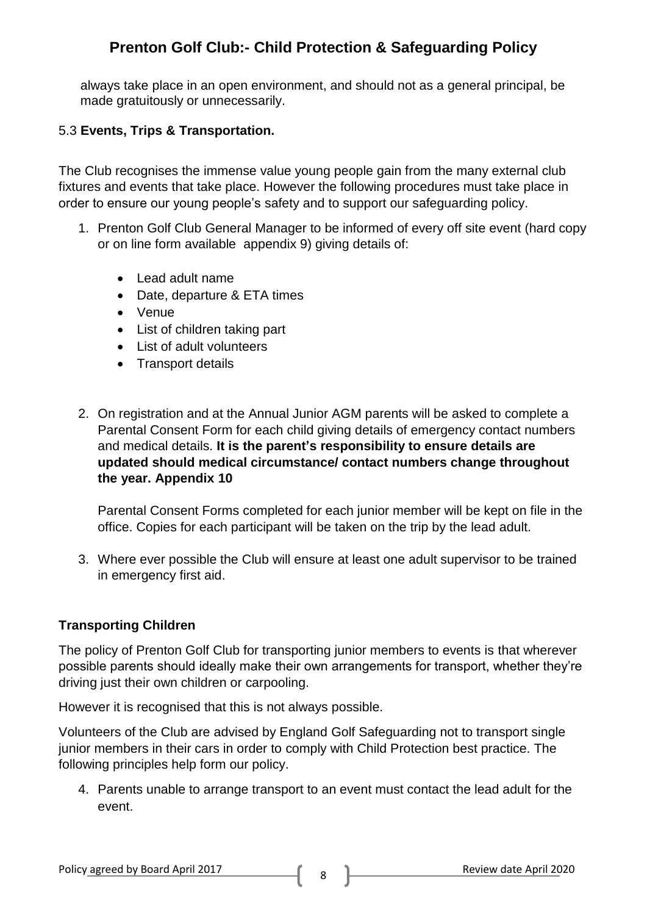always take place in an open environment, and should not as a general principal, be made gratuitously or unnecessarily.

### 5.3 **Events, Trips & Transportation.**

The Club recognises the immense value young people gain from the many external club fixtures and events that take place. However the following procedures must take place in order to ensure our young people's safety and to support our safeguarding policy.

1. Prenton Golf Club General Manager to be informed of every off site event (hard copy or on line form available appendix 9) giving details of:

   - Lead adult name
   - Date, departure & ETA times
   - Venue
   - List of children taking part
   - List of adult volunteers
   - Transport details

2. On registration and at the Annual Junior AGM parents will be asked to complete a Parental Consent Form for each child giving details of emergency contact numbers and medical details. **It is the parent's responsibility to ensure details are updated should medical circumstance/ contact numbers change throughout the year. Appendix 10**

   Parental Consent Forms completed for each junior member will be kept on file in the office. Copies for each participant will be taken on the trip by the lead adult.

3. Where ever possible the Club will ensure at least one adult supervisor to be trained in emergency first aid.

### **Transporting Children**

The policy of Prenton Golf Club for transporting junior members to events is that wherever possible parents should ideally make their own arrangements for transport, whether they're driving just their own children or carpooling.

However it is recognised that this is not always possible.

Volunteers of the Club are advised by England Golf Safeguarding not to transport single junior members in their cars in order to comply with Child Protection best practice. The following principles help form our policy.

4. Parents unable to arrange transport to an event must contact the lead adult for the event.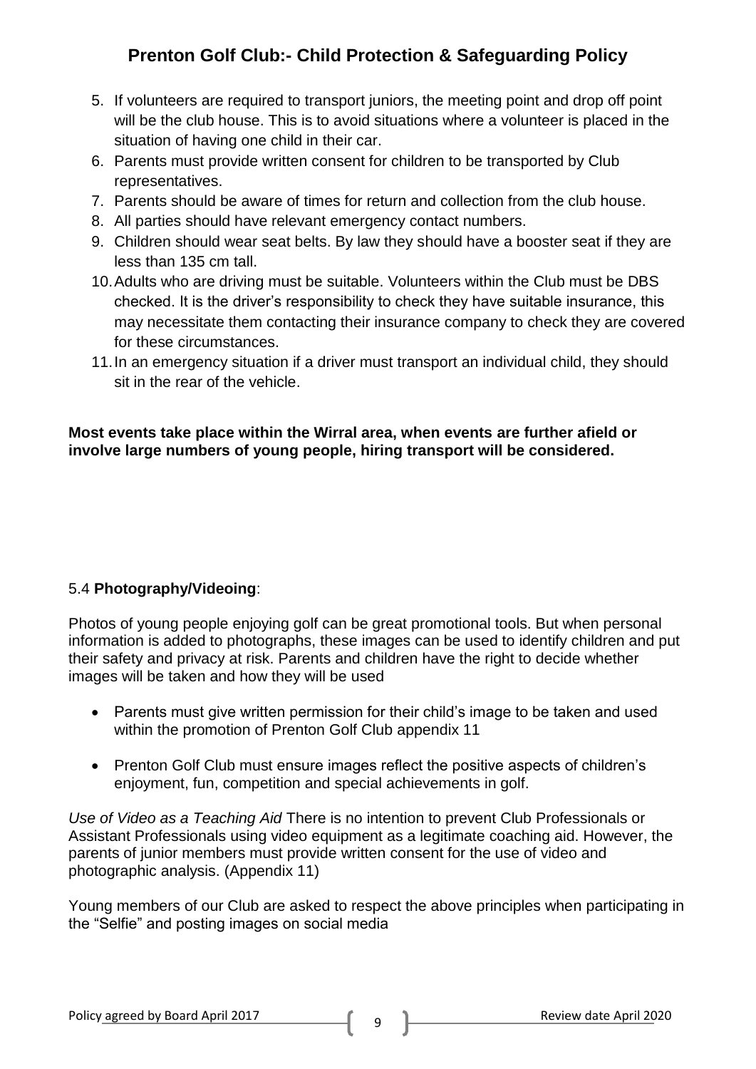5. If volunteers are required to transport juniors, the meeting point and drop off point will be the club house. This is to avoid situations where a volunteer is placed in the situation of having one child in their car.
6. Parents must provide written consent for children to be transported by Club representatives.
7. Parents should be aware of times for return and collection from the club house.
8. All parties should have relevant emergency contact numbers.
9. Children should wear seat belts. By law they should have a booster seat if they are less than 135 cm tall.
10. Adults who are driving must be suitable. Volunteers within the Club must be DBS checked. It is the driver's responsibility to check they have suitable insurance, this may necessitate them contacting their insurance company to check they are covered for these circumstances.
11. In an emergency situation if a driver must transport an individual child, they should sit in the rear of the vehicle.

**Most events take place within the Wirral area, when events are further afield or involve large numbers of young people, hiring transport will be considered.**

5.4 **Photography/Videoing**:

Photos of young people enjoying golf can be great promotional tools. But when personal information is added to photographs, these images can be used to identify children and put their safety and privacy at risk. Parents and children have the right to decide whether images will be taken and how they will be used

- Parents must give written permission for their child's image to be taken and used within the promotion of Prenton Golf Club appendix 11

- Prenton Golf Club must ensure images reflect the positive aspects of children's enjoyment, fun, competition and special achievements in golf.

*Use of Video as a Teaching Aid* There is no intention to prevent Club Professionals or Assistant Professionals using video equipment as a legitimate coaching aid. However, the parents of junior members must provide written consent for the use of video and photographic analysis. (Appendix 11)

Young members of our Club are asked to respect the above principles when participating in the "Selfie" and posting images on social media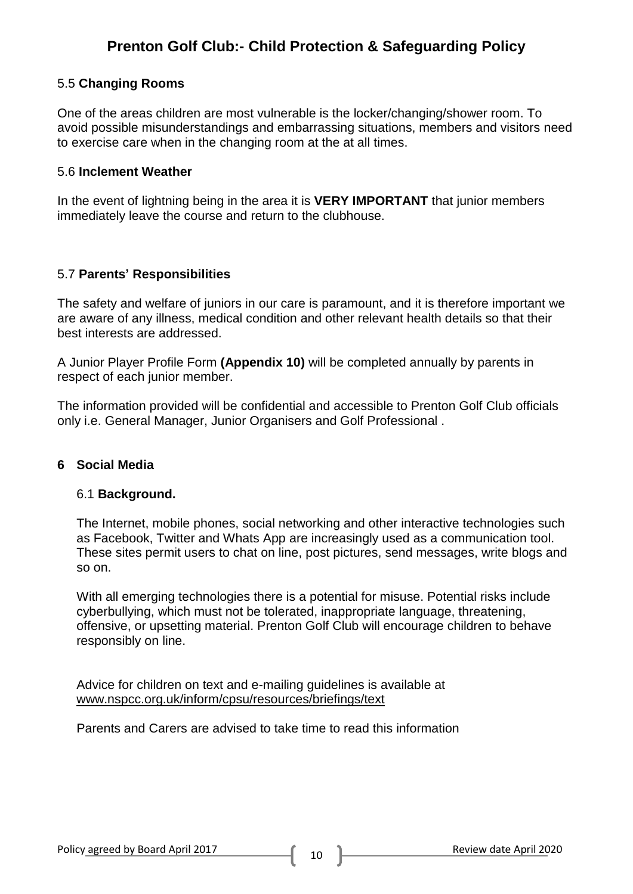### 5.5 **Changing Rooms**

One of the areas children are most vulnerable is the locker/changing/shower room. To avoid possible misunderstandings and embarrassing situations, members and visitors need to exercise care when in the changing room at the at all times.

### 5.6 **Inclement Weather**

In the event of lightning being in the area it is **VERY IMPORTANT** that junior members immediately leave the course and return to the clubhouse.

### 5.7 **Parents' Responsibilities**

The safety and welfare of juniors in our care is paramount, and it is therefore important we are aware of any illness, medical condition and other relevant health details so that their best interests are addressed.

A Junior Player Profile Form **(Appendix 10)** will be completed annually by parents in respect of each junior member.

The information provided will be confidential and accessible to Prenton Golf Club officials only i.e. General Manager, Junior Organisers and Golf Professional .

## 6 Social Media

### 6.1 **Background.**

The Internet, mobile phones, social networking and other interactive technologies such as Facebook, Twitter and Whats App are increasingly used as a communication tool. These sites permit users to chat on line, post pictures, send messages, write blogs and so on.

With all emerging technologies there is a potential for misuse. Potential risks include cyberbullying, which must not be tolerated, inappropriate language, threatening, offensive, or upsetting material. Prenton Golf Club will encourage children to behave responsibly on line.

Advice for children on text and e-mailing guidelines is available at www.nspcc.org.uk/inform/cpsu/resources/briefings/text

Parents and Carers are advised to take time to read this information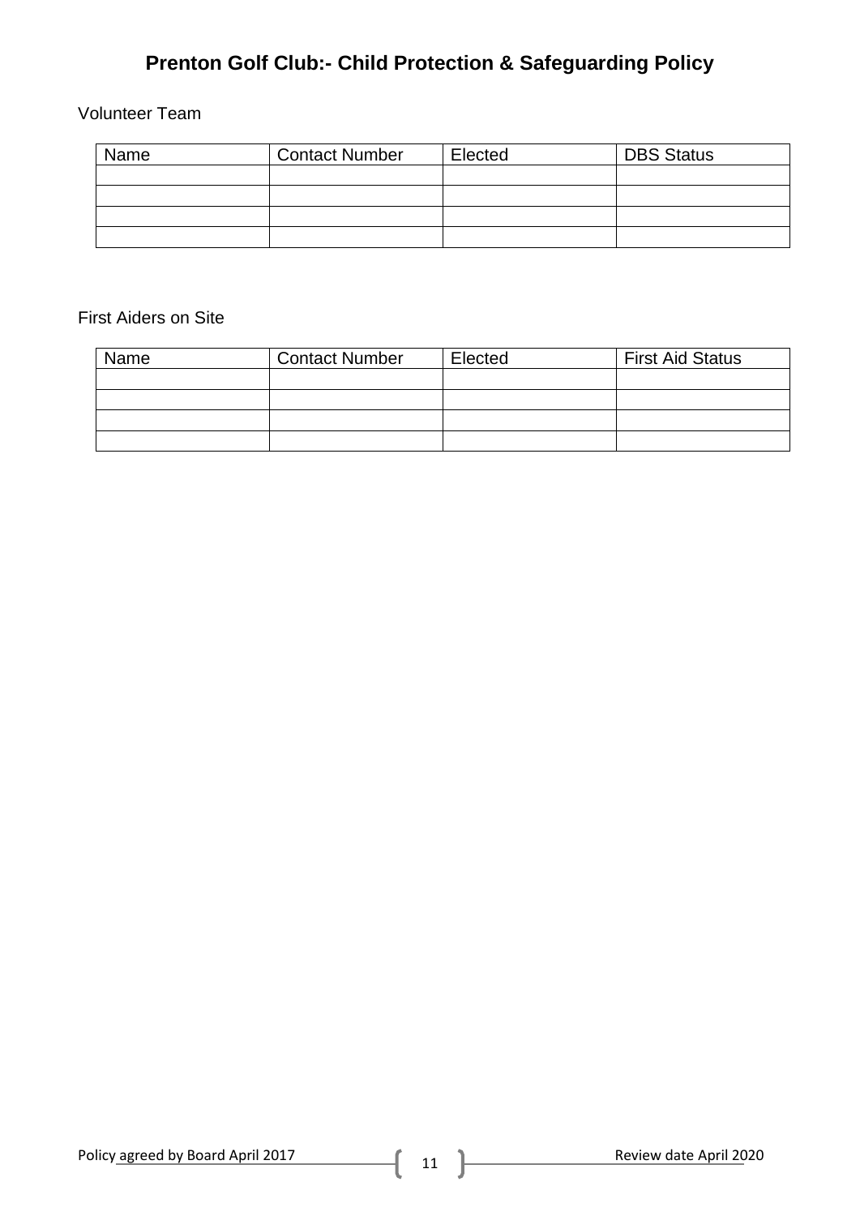Volunteer Team

| Name | Contact Number | Elected | DBS Status |
|---|---|---|---|
| | | | |
| | | | |
| | | | |
| | | | |

First Aiders on Site

| Name | Contact Number | Elected | First Aid Status |
|---|---|---|---|
| | | | |
| | | | |
| | | | |
| | | | |